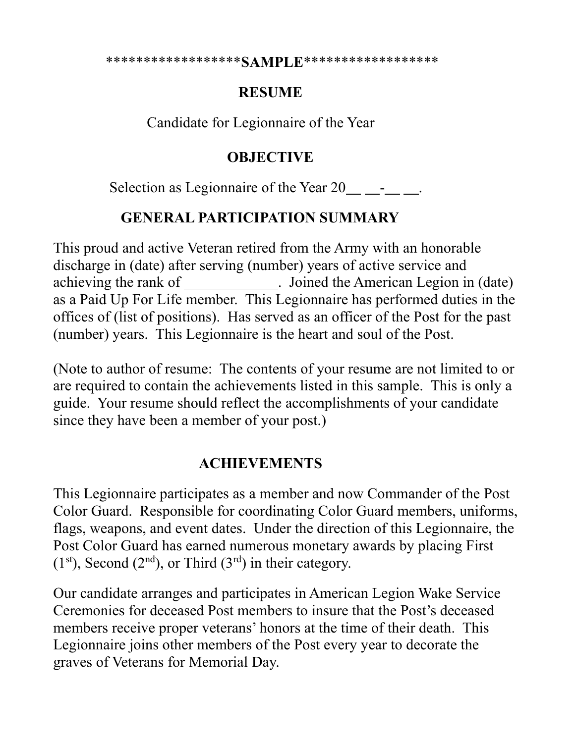*****************SAMPLE*****************

# RESUME

Candidate for Legionnaire of the Year

## OBJECTIVE

Selection as Legionnaire of the Year 20\_\_ \_\_-\_\_ \_\_.

## GENERAL PARTICIPATION SUMMARY

This proud and active Veteran retired from the Army with an honorable discharge in (date) after serving (number) years of active service and achieving the rank of \_\_\_\_\_\_\_\_\_\_\_\_. Joined the American Legion in (date) as a Paid Up For Life member. This Legionnaire has performed duties in the offices of (list of positions). Has served as an officer of the Post for the past (number) years. This Legionnaire is the heart and soul of the Post.

(Note to author of resume: The contents of your resume are not limited to or are required to contain the achievements listed in this sample. This is only a guide. Your resume should reflect the accomplishments of your candidate since they have been a member of your post.)

## ACHIEVEMENTS

This Legionnaire participates as a member and now Commander of the Post Color Guard. Responsible for coordinating Color Guard members, uniforms, flags, weapons, and event dates. Under the direction of this Legionnaire, the Post Color Guard has earned numerous monetary awards by placing First (1st), Second (2nd), or Third (3rd) in their category.

Our candidate arranges and participates in American Legion Wake Service Ceremonies for deceased Post members to insure that the Post's deceased members receive proper veterans' honors at the time of their death. This Legionnaire joins other members of the Post every year to decorate the graves of Veterans for Memorial Day.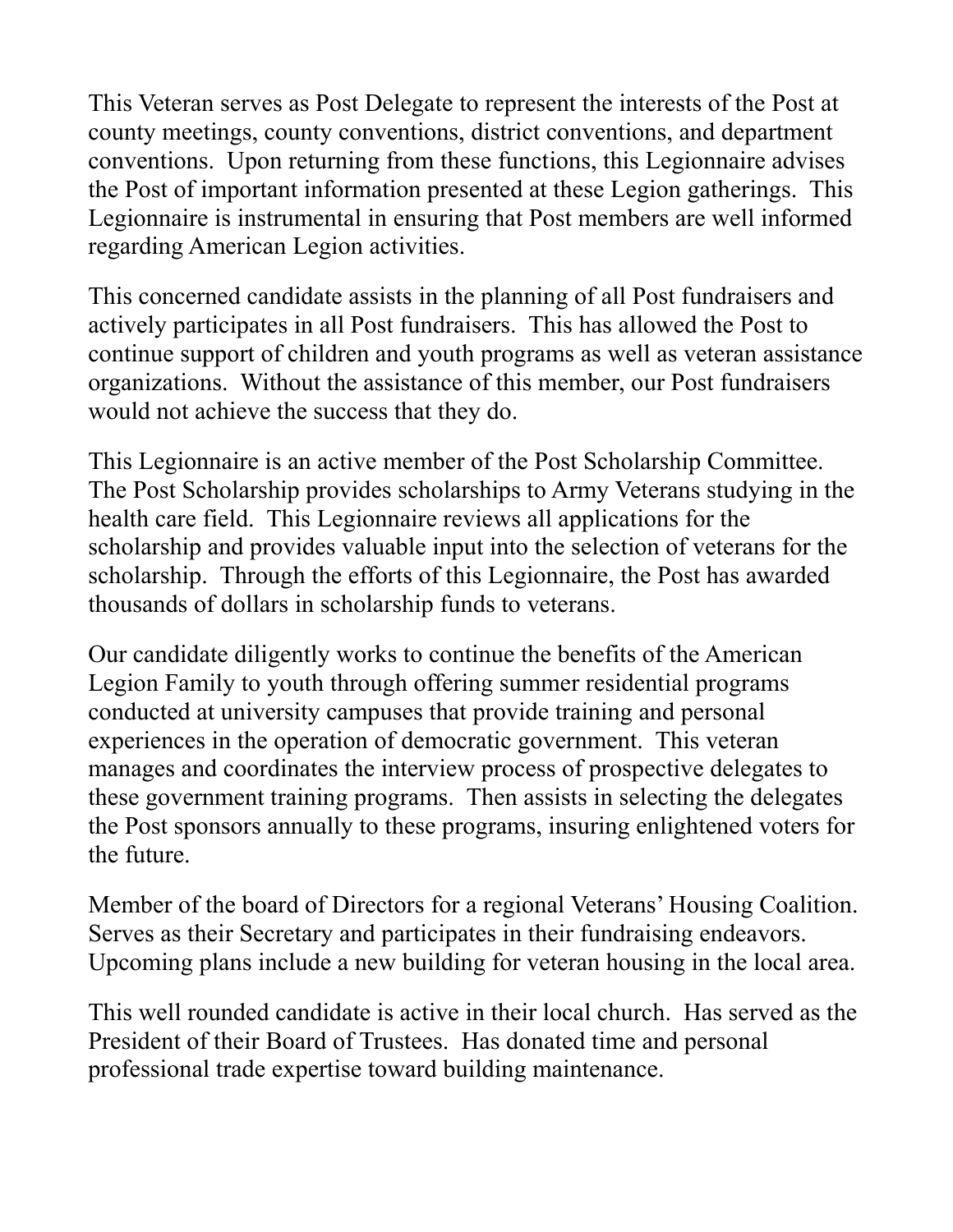This Veteran serves as Post Delegate to represent the interests of the Post at county meetings, county conventions, district conventions, and department conventions.  Upon returning from these functions, this Legionnaire advises the Post of important information presented at these Legion gatherings.  This Legionnaire is instrumental in ensuring that Post members are well informed regarding American Legion activities.

This concerned candidate assists in the planning of all Post fundraisers and actively participates in all Post fundraisers.  This has allowed the Post to continue support of children and youth programs as well as veteran assistance organizations.  Without the assistance of this member, our Post fundraisers would not achieve the success that they do.

This Legionnaire is an active member of the Post Scholarship Committee.  The Post Scholarship provides scholarships to Army Veterans studying in the health care field.  This Legionnaire reviews all applications for the scholarship and provides valuable input into the selection of veterans for the scholarship.  Through the efforts of this Legionnaire, the Post has awarded thousands of dollars in scholarship funds to veterans.

Our candidate diligently works to continue the benefits of the American Legion Family to youth through offering summer residential programs conducted at university campuses that provide training and personal experiences in the operation of democratic government.  This veteran manages and coordinates the interview process of prospective delegates to these government training programs.  Then assists in selecting the delegates the Post sponsors annually to these programs, insuring enlightened voters for the future.

Member of the board of Directors for a regional Veterans' Housing Coalition.  Serves as their Secretary and participates in their fundraising endeavors.  Upcoming plans include a new building for veteran housing in the local area.

This well rounded candidate is active in their local church.  Has served as the President of their Board of Trustees.  Has donated time and personal professional trade expertise toward building maintenance.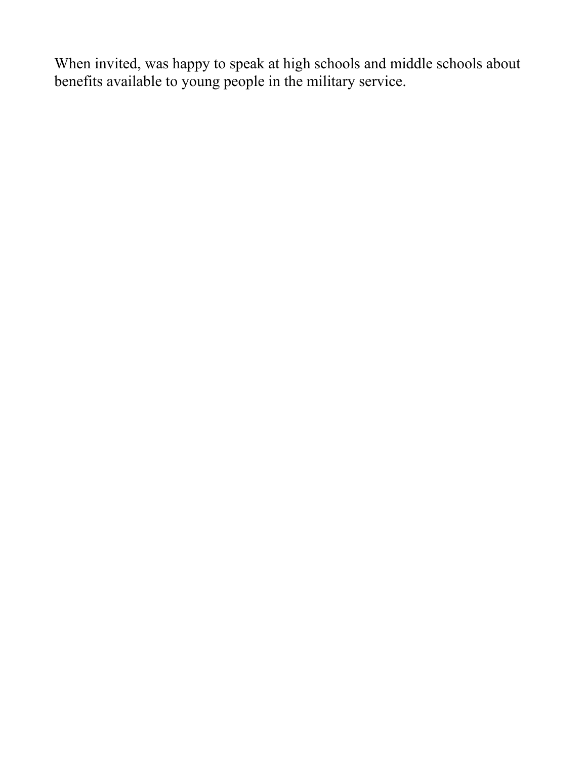When invited, was happy to speak at high schools and middle schools about benefits available to young people in the military service.